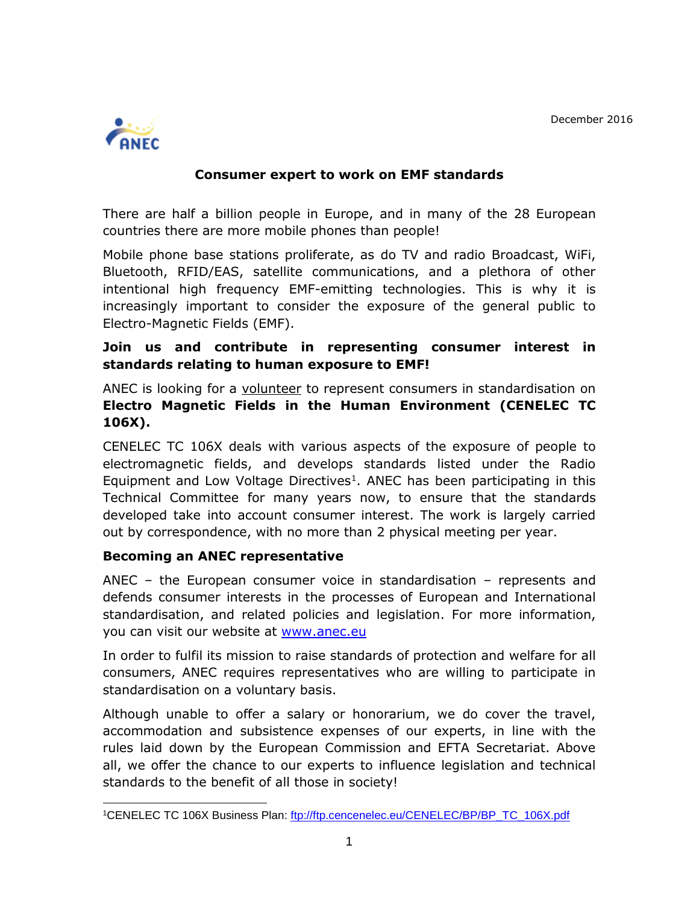December 2016

# Consumer expert to work on EMF standards

There are half a billion people in Europe, and in many of the 28 European countries there are more mobile phones than people!

Mobile phone base stations proliferate, as do TV and radio Broadcast, WiFi, Bluetooth, RFID/EAS, satellite communications, and a plethora of other intentional high frequency EMF-emitting technologies. This is why it is increasingly important to consider the exposure of the general public to Electro-Magnetic Fields (EMF).

**Join us and contribute in representing consumer interest in standards relating to human exposure to EMF!**

ANEC is looking for a volunteer to represent consumers in standardisation on **Electro Magnetic Fields in the Human Environment (CENELEC TC 106X).**

CENELEC TC 106X deals with various aspects of the exposure of people to electromagnetic fields, and develops standards listed under the Radio Equipment and Low Voltage Directives[1]. ANEC has been participating in this Technical Committee for many years now, to ensure that the standards developed take into account consumer interest. The work is largely carried out by correspondence, with no more than 2 physical meeting per year.

## Becoming an ANEC representative

ANEC – the European consumer voice in standardisation – represents and defends consumer interests in the processes of European and International standardisation, and related policies and legislation. For more information, you can visit our website at [www.anec.eu](http://www.anec.eu)

In order to fulfil its mission to raise standards of protection and welfare for all consumers, ANEC requires representatives who are willing to participate in standardisation on a voluntary basis.

Although unable to offer a salary or honorarium, we do cover the travel, accommodation and subsistence expenses of our experts, in line with the rules laid down by the European Commission and EFTA Secretariat. Above all, we offer the chance to our experts to influence legislation and technical standards to the benefit of all those in society!

---

[1] CENELEC TC 106X Business Plan: ftp://ftp.cencenelec.eu/CENELEC/BP/BP_TC_106X.pdf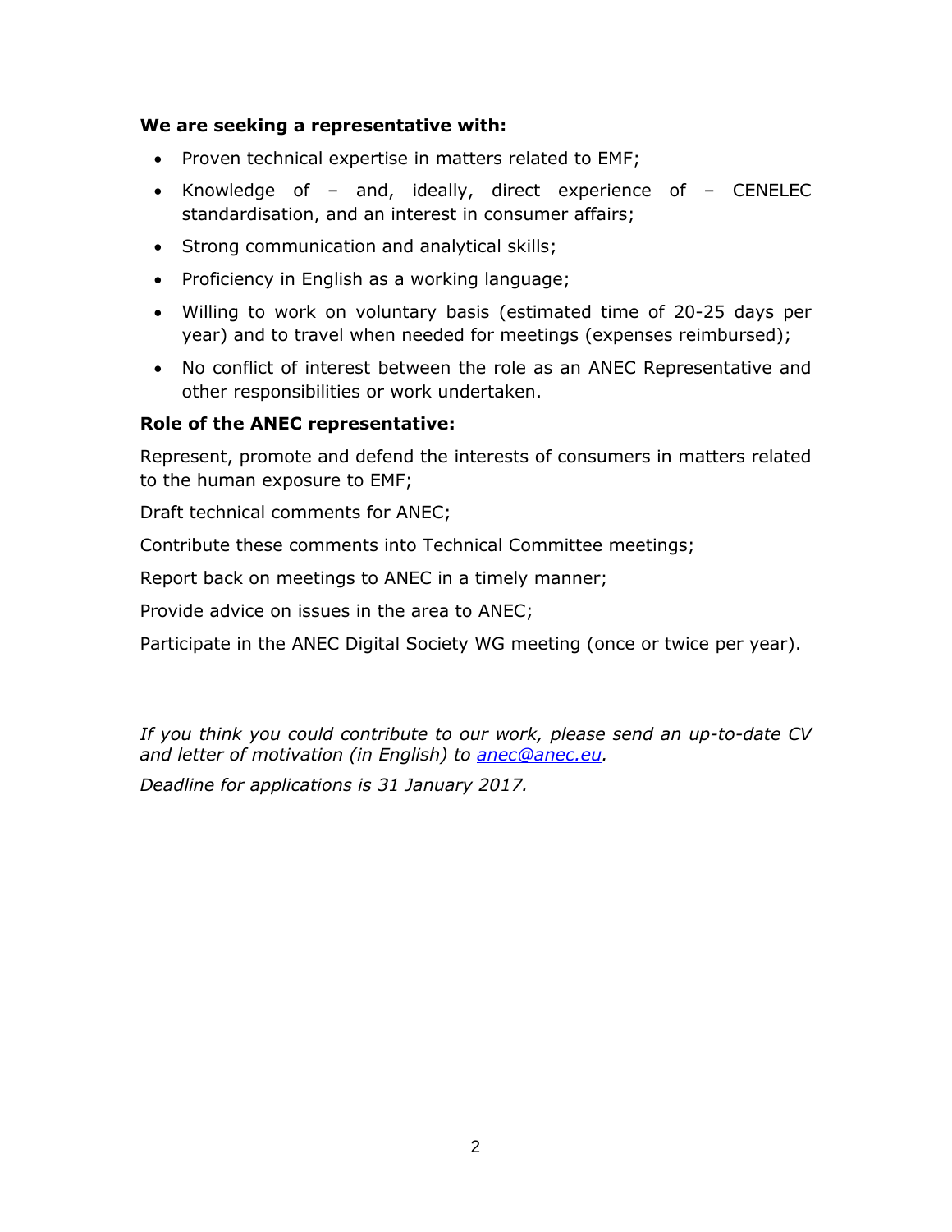**We are seeking a representative with:**

- Proven technical expertise in matters related to EMF;
- Knowledge of – and, ideally, direct experience of – CENELEC standardisation, and an interest in consumer affairs;
- Strong communication and analytical skills;
- Proficiency in English as a working language;
- Willing to work on voluntary basis (estimated time of 20-25 days per year) and to travel when needed for meetings (expenses reimbursed);
- No conflict of interest between the role as an ANEC Representative and other responsibilities or work undertaken.

**Role of the ANEC representative:**

Represent, promote and defend the interests of consumers in matters related to the human exposure to EMF;

Draft technical comments for ANEC;

Contribute these comments into Technical Committee meetings;

Report back on meetings to ANEC in a timely manner;

Provide advice on issues in the area to ANEC;

Participate in the ANEC Digital Society WG meeting (once or twice per year).

*If you think you could contribute to our work, please send an up-to-date CV and letter of motivation (in English) to [anec@anec.eu](mailto:anec@anec.eu).*

*Deadline for applications is 31 January 2017.*